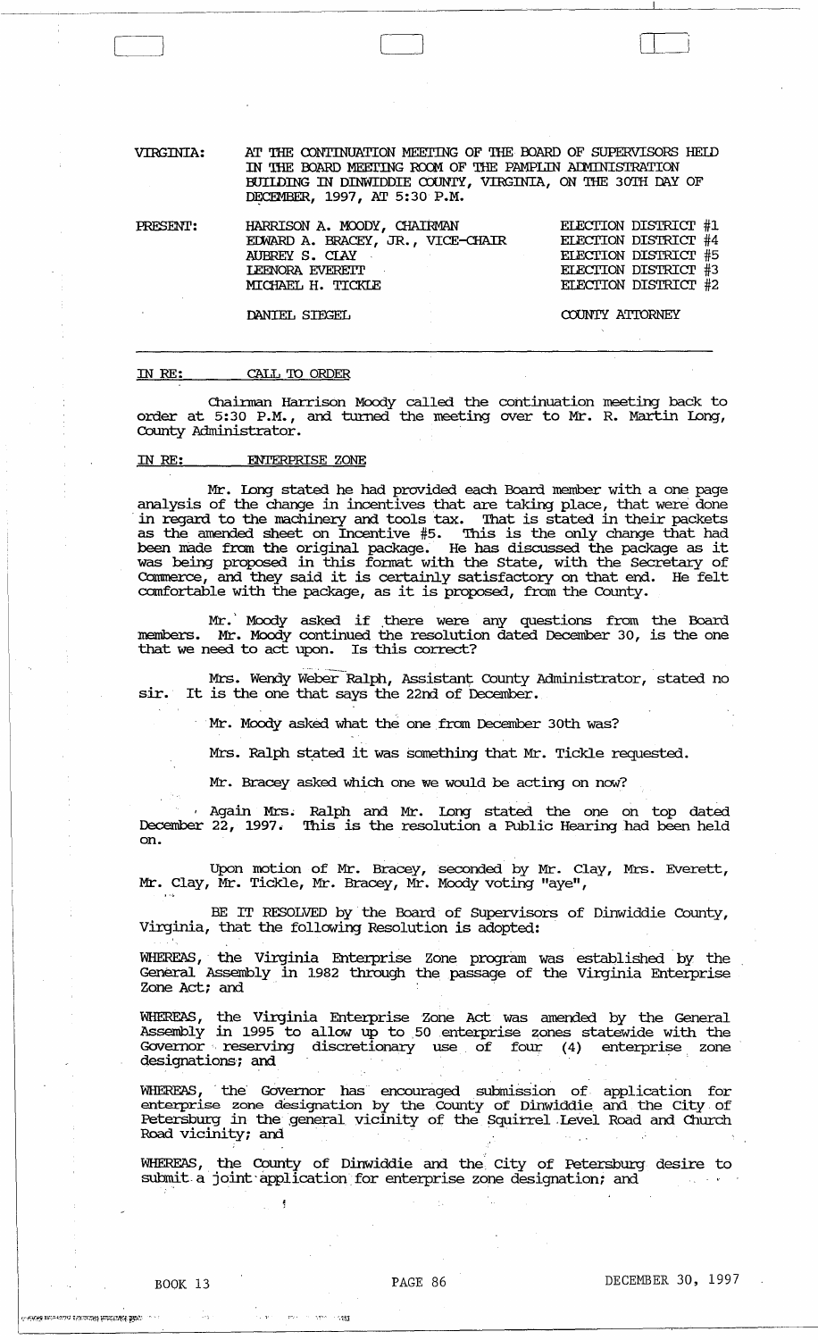VIRGINIA: AT THE CONTINUATION MEETING OF THE BOARD OF SUPERVISORS HELD IN THE BOARD MEETING ROOM OF THE PAMPLIN ADMINISTRATION BUILDING IN DINWIDDIE COUNTY, VIRGINIA, ON THE 30TH DAY OF DECEMBER, 1997, AT 5:30 P.M.

| PRESENT: | | |
|---|---|---|
| | HARRISON A. MOODY, CHAIRMAN | ELECTION DISTRICT #1 |
| | EDWARD A. BRACEY, JR., VICE-CHAIR | ELECTION DISTRICT #4 |
| | AUBREY S. CLAY | ELECTION DISTRICT #5 |
| | LEENORA EVERETT | ELECTION DISTRICT #3 |
| | MICHAEL H. TICKLE | ELECTION DISTRICT #2 |
| | DANIEL SIEGEL | COUNTY ATTORNEY |

---

IN RE: CALL TO ORDER

Chairman Harrison Moody called the continuation meeting back to order at 5:30 P.M., and turned the meeting over to Mr. R. Martin Long, County Administrator.

IN RE: ENTERPRISE ZONE

Mr. Long stated he had provided each Board member with a one page analysis of the change in incentives that are taking place, that were done in regard to the machinery and tools tax. That is stated in their packets as the amended sheet on Incentive #5. This is the only change that had been made from the original package. He has discussed the package as it was being proposed in this format with the State, with the Secretary of Commerce, and they said it is certainly satisfactory on that end. He felt comfortable with the package, as it is proposed, from the County.

Mr. Moody asked if there were any questions from the Board members. Mr. Moody continued the resolution dated December 30, is the one that we need to act upon. Is this correct?

Mrs. Wendy Weber Ralph, Assistant County Administrator, stated no sir. It is the one that says the 22nd of December.

Mr. Moody asked what the one from December 30th was?

Mrs. Ralph stated it was something that Mr. Tickle requested.

Mr. Bracey asked which one we would be acting on now?

Again Mrs. Ralph and Mr. Long stated the one on top dated December 22, 1997. This is the resolution a Public Hearing had been held on.

Upon motion of Mr. Bracey, seconded by Mr. Clay, Mrs. Everett, Mr. Clay, Mr. Tickle, Mr. Bracey, Mr. Moody voting "aye",

BE IT RESOLVED by the Board of Supervisors of Dinwiddie County, Virginia, that the following Resolution is adopted:

WHEREAS, the Virginia Enterprise Zone program was established by the General Assembly in 1982 through the passage of the Virginia Enterprise Zone Act; and

WHEREAS, the Virginia Enterprise Zone Act was amended by the General Assembly in 1995 to allow up to 50 enterprise zones statewide with the Governor reserving discretionary use of four (4) enterprise zone designations; and

WHEREAS, the Governor has encouraged submission of application for enterprise zone designation by the County of Dinwiddie and the City of Petersburg in the general vicinity of the Squirrel Level Road and Church Road vicinity; and

WHEREAS, the County of Dinwiddie and the City of Petersburg desire to submit a joint application for enterprise zone designation; and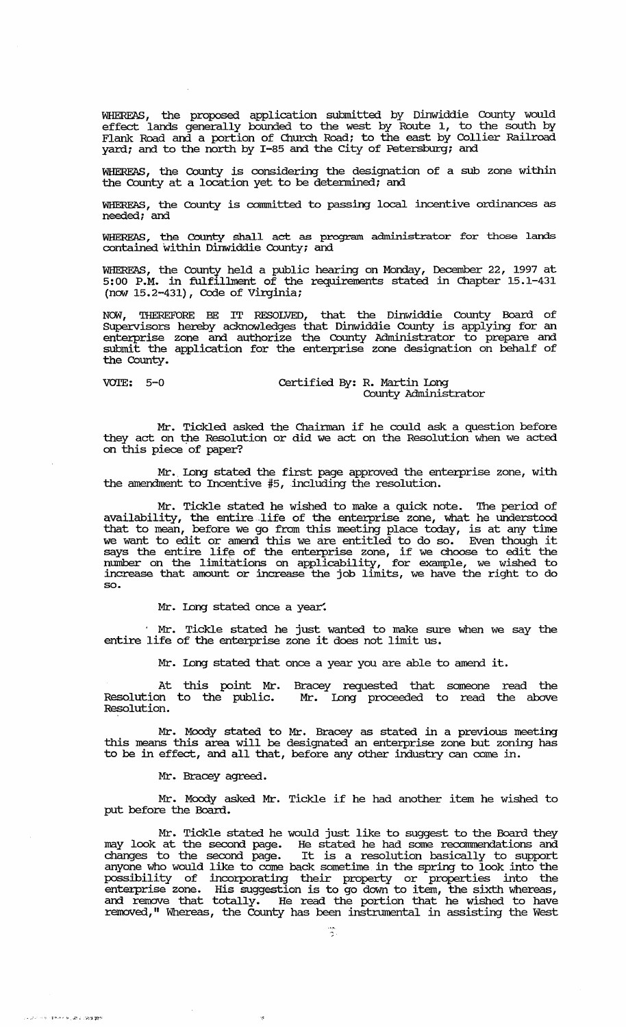WHEREAS, the proposed application submitted by Dinwiddie County would effect lands generally bounded to the west by Route 1, to the south by Flank Road and a portion of Church Road; to the east by Collier Railroad yard; and to the north by I-85 and the City of Petersburg; and

WHEREAS, the County is considering the designation of a sub zone within the County at a location yet to be determined; and

WHEREAS, the County is committed to passing local incentive ordinances as needed; and

WHEREAS, the County shall act as program administrator for those lands contained within Dinwiddie County; and

WHEREAS, the County held a public hearing on Monday, December 22, 1997 at 5:00 P.M. in fulfillment of the requirements stated in Chapter 15.1-431 (now 15.2-431), Code of Virginia;

NOW, THEREFORE BE IT RESOLVED, that the Dinwiddie County Board of Supervisors hereby acknowledges that Dinwiddie County is applying for an enterprise zone and authorize the County Administrator to prepare and submit the application for the enterprise zone designation on behalf of the County.

VOTE: 5-0 Certified By: R. Martin Long
County Administrator

Mr. Tickled asked the Chairman if he could ask a question before they act on the Resolution or did we act on the Resolution when we acted on this piece of paper?

Mr. Long stated the first page approved the enterprise zone, with the amendment to Incentive #5, including the resolution.

Mr. Tickle stated he wished to make a quick note. The period of availability, the entire life of the enterprise zone, what he understood that to mean, before we go from this meeting place today, is at any time we want to edit or amend this we are entitled to do so. Even though it says the entire life of the enterprise zone, if we choose to edit the number on the limitations on applicability, for example, we wished to increase that amount or increase the job limits, we have the right to do so.

Mr. Long stated once a year.

Mr. Tickle stated he just wanted to make sure when we say the entire life of the enterprise zone it does not limit us.

Mr. Long stated that once a year you are able to amend it.

At this point Mr. Bracey requested that someone read the Resolution to the public. Mr. Long proceeded to read the above Resolution.

Mr. Moody stated to Mr. Bracey as stated in a previous meeting this means this area will be designated an enterprise zone but zoning has to be in effect, and all that, before any other industry can come in.

Mr. Bracey agreed.

Mr. Moody asked Mr. Tickle if he had another item he wished to put before the Board.

Mr. Tickle stated he would just like to suggest to the Board they may look at the second page. He stated he had some recommendations and changes to the second page. It is a resolution basically to support anyone who would like to come back sometime in the spring to look into the possibility of incorporating their property or properties into the enterprise zone. His suggestion is to go down to item, the sixth whereas, and remove that totally. He read the portion that he wished to have removed," Whereas, the County has been instrumental in assisting the West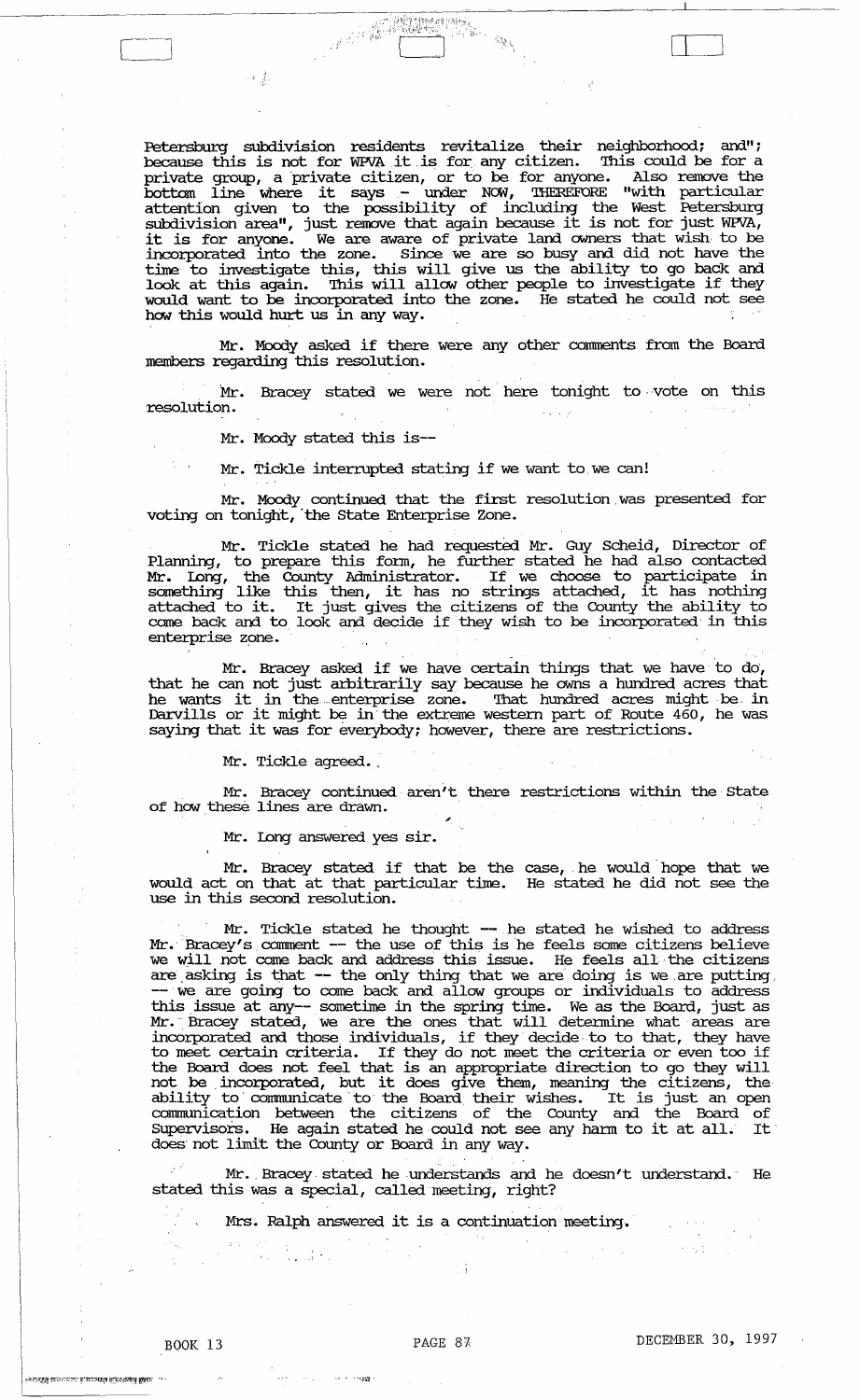Petersburg subdivision residents revitalize their neighborhood; and"; because this is not for WPVA it is for any citizen. This could be for a private group, a private citizen, or to be for anyone. Also remove the bottom line where it says - under NOW, THEREFORE "with particular attention given to the possibility of including the West Petersburg subdivision area", just remove that again because it is not for just WPVA, it is for anyone. We are aware of private land owners that wish to be incorporated into the zone. Since we are so busy and did not have the time to investigate this, this will give us the ability to go back and look at this again. This will allow other people to investigate if they would want to be incorporated into the zone. He stated he could not see how this would hurt us in any way.

Mr. Moody asked if there were any other comments from the Board members regarding this resolution.

Mr. Bracey stated we were not here tonight to vote on this resolution.

Mr. Moody stated this is--

Mr. Tickle interrupted stating if we want to we can!

Mr. Moody continued that the first resolution was presented for voting on tonight, the State Enterprise Zone.

Mr. Tickle stated he had requested Mr. Guy Scheid, Director of Planning, to prepare this form, he further stated he had also contacted Mr. Long, the County Administrator. If we choose to participate in something like this then, it has no strings attached, it has nothing attached to it. It just gives the citizens of the County the ability to come back and to look and decide if they wish to be incorporated in this enterprise zone.

Mr. Bracey asked if we have certain things that we have to do, that he can not just arbitrarily say because he owns a hundred acres that he wants it in the enterprise zone. That hundred acres might be in Darvills or it might be in the extreme western part of Route 460, he was saying that it was for everybody; however, there are restrictions.

Mr. Tickle agreed.

Mr. Bracey continued aren't there restrictions within the State of how these lines are drawn.

Mr. Long answered yes sir.

Mr. Bracey stated if that be the case, he would hope that we would act on that at that particular time. He stated he did not see the use in this second resolution.

Mr. Tickle stated he thought -- he stated he wished to address Mr. Bracey's comment -- the use of this is he feels some citizens believe we will not come back and address this issue. He feels all the citizens are asking is that -- the only thing that we are doing is we are putting -- we are going to come back and allow groups or individuals to address this issue at any-- sometime in the spring time. We as the Board, just as Mr. Bracey stated, we are the ones that will determine what areas are incorporated and those individuals, if they decide to to that, they have to meet certain criteria. If they do not meet the criteria or even too if the Board does not feel that is an appropriate direction to go they will not be incorporated, but it does give them, meaning the citizens, the ability to communicate to the Board their wishes. It is just an open communication between the citizens of the County and the Board of Supervisors. He again stated he could not see any harm to it at all. It does not limit the County or Board in any way.

Mr. Bracey stated he understands and he doesn't understand. He stated this was a special, called meeting, right?

Mrs. Ralph answered it is a continuation meeting.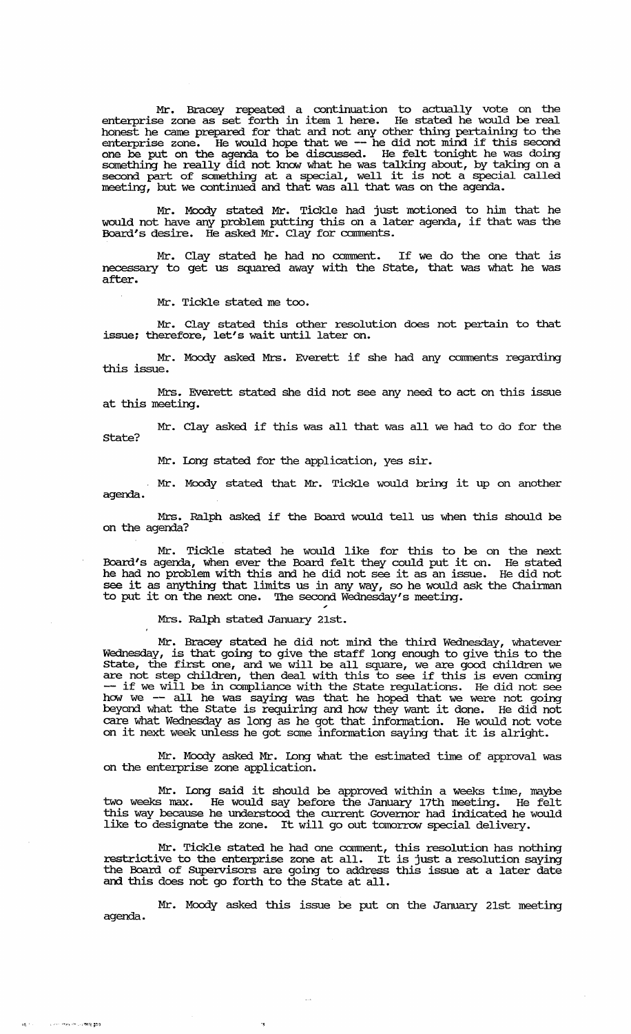Mr. Bracey repeated a continuation to actually vote on the enterprise zone as set forth in item 1 here. He stated he would be real honest he came prepared for that and not any other thing pertaining to the enterprise zone. He would hope that we -- he did not mind if this second one be put on the agenda to be discussed. He felt tonight he was doing something he really did not know what he was talking about, by taking on a second part of something at a special, well it is not a special called meeting, but we continued and that was all that was on the agenda.

Mr. Moody stated Mr. Tickle had just motioned to him that he would not have any problem putting this on a later agenda, if that was the Board's desire. He asked Mr. Clay for comments.

Mr. Clay stated he had no comment. If we do the one that is necessary to get us squared away with the State, that was what he was after.

Mr. Tickle stated me too.

Mr. Clay stated this other resolution does not pertain to that issue; therefore, let's wait until later on.

Mr. Moody asked Mrs. Everett if she had any comments regarding this issue.

Mrs. Everett stated she did not see any need to act on this issue at this meeting.

Mr. Clay asked if this was all that was all we had to do for the State?

Mr. Long stated for the application, yes sir.

Mr. Moody stated that Mr. Tickle would bring it up on another agenda.

Mrs. Ralph asked if the Board would tell us when this should be on the agenda?

Mr. Tickle stated he would like for this to be on the next Board's agenda, when ever the Board felt they could put it on. He stated he had no problem with this and he did not see it as an issue. He did not see it as anything that limits us in any way, so he would ask the Chairman to put it on the next one. The second Wednesday's meeting.

Mrs. Ralph stated January 21st.

Mr. Bracey stated he did not mind the third Wednesday, whatever Wednesday, is that going to give the staff long enough to give this to the State, the first one, and we will be all square, we are good children we are not step children, then deal with this to see if this is even coming -- if we will be in compliance with the State regulations. He did not see how we -- all he was saying was that he hoped that we were not going beyond what the State is requiring and how they want it done. He did not care what Wednesday as long as he got that information. He would not vote on it next week unless he got some information saying that it is alright.

Mr. Moody asked Mr. Long what the estimated time of approval was on the enterprise zone application.

Mr. Long said it should be approved within a weeks time, maybe two weeks max. He would say before the January 17th meeting. He felt this way because he understood the current Governor had indicated he would like to designate the zone. It will go out tomorrow special delivery.

Mr. Tickle stated he had one comment, this resolution has nothing restrictive to the enterprise zone at all. It is just a resolution saying the Board of Supervisors are going to address this issue at a later date and this does not go forth to the State at all.

Mr. Moody asked this issue be put on the January 21st meeting agenda.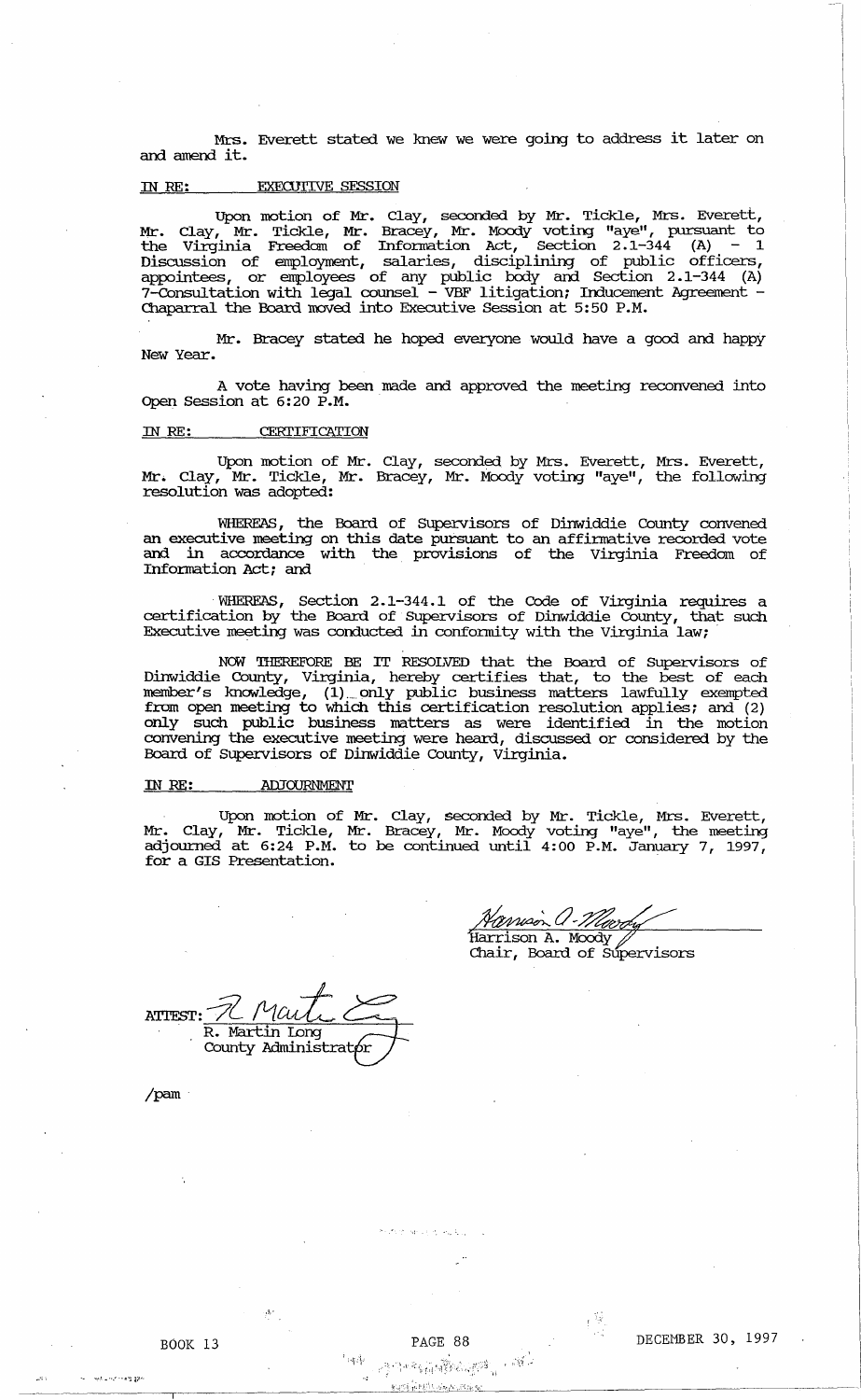Mrs. Everett stated we knew we were going to address it later on and amend it.

IN RE: EXECUTIVE SESSION

Upon motion of Mr. Clay, seconded by Mr. Tickle, Mrs. Everett, Mr. Clay, Mr. Tickle, Mr. Bracey, Mr. Moody voting "aye", pursuant to the Virginia Freedom of Information Act, Section 2.1-344 (A) - 1 Discussion of employment, salaries, disciplining of public officers, appointees, or employees of any public body and Section 2.1-344 (A) 7-Consultation with legal counsel - VBF litigation; Inducement Agreement - Chaparral the Board moved into Executive Session at 5:50 P.M.

Mr. Bracey stated he hoped everyone would have a good and happy New Year.

A vote having been made and approved the meeting reconvened into Open Session at 6:20 P.M.

IN RE: CERTIFICATION

Upon motion of Mr. Clay, seconded by Mrs. Everett, Mrs. Everett, Mr. Clay, Mr. Tickle, Mr. Bracey, Mr. Moody voting "aye", the following resolution was adopted:

WHEREAS, the Board of Supervisors of Dinwiddie County convened an executive meeting on this date pursuant to an affirmative recorded vote and in accordance with the provisions of the Virginia Freedom of Information Act; and

WHEREAS, Section 2.1-344.1 of the Code of Virginia requires a certification by the Board of Supervisors of Dinwiddie County, that such Executive meeting was conducted in conformity with the Virginia law;

NOW THEREFORE BE IT RESOLVED that the Board of Supervisors of Dinwiddie County, Virginia, hereby certifies that, to the best of each member's knowledge, (1) only public business matters lawfully exempted from open meeting to which this certification resolution applies; and (2) only such public business matters as were identified in the motion convening the executive meeting were heard, discussed or considered by the Board of Supervisors of Dinwiddie County, Virginia.

IN RE: ADJOURNMENT

Upon motion of Mr. Clay, seconded by Mr. Tickle, Mrs. Everett, Mr. Clay, Mr. Tickle, Mr. Bracey, Mr. Moody voting "aye", the meeting adjourned at 6:24 P.M. to be continued until 4:00 P.M. January 7, 1997, for a GIS Presentation.

Harrison A. Moody
Chair, Board of Supervisors

ATTEST: R. Martin Long
County Administrator

/pam

BOOK 13 PAGE 88 DECEMBER 30, 1997